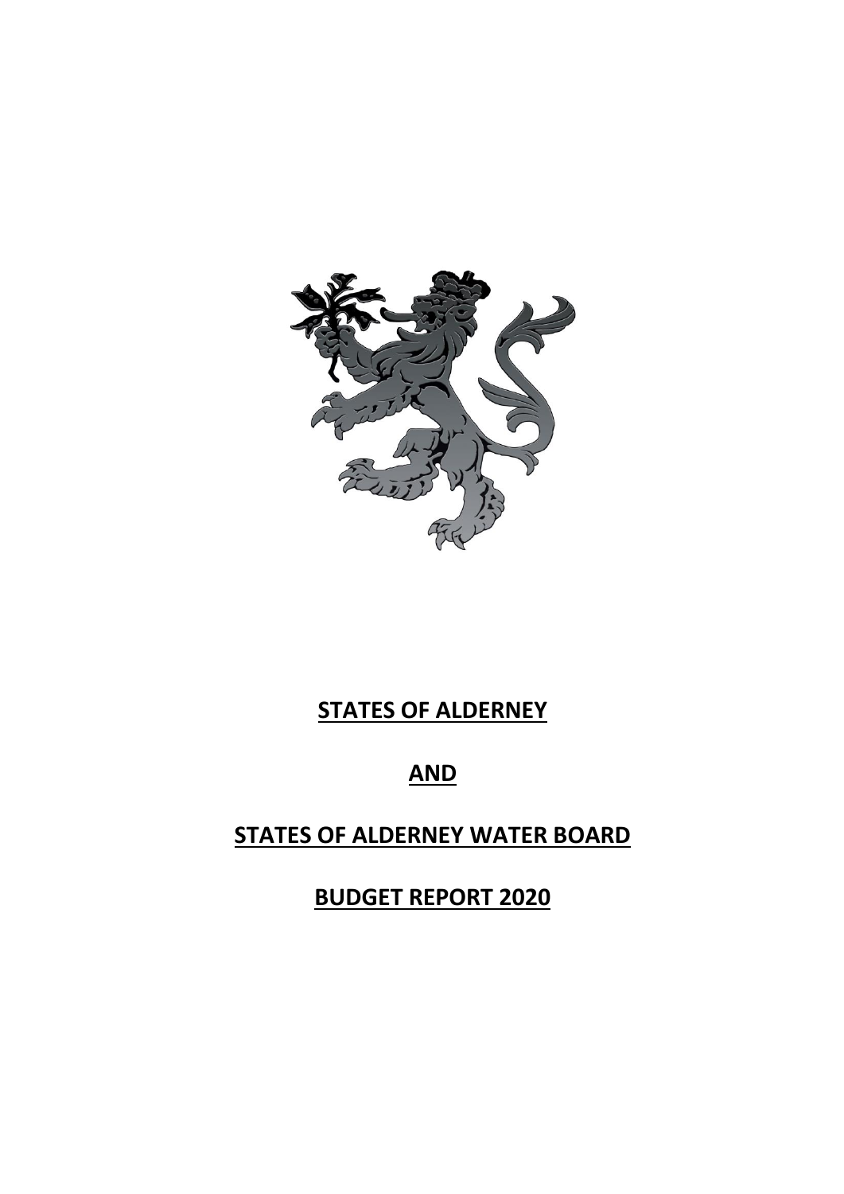# **STATES OF ALDERNEY**

# **AND**

# **STATES OF ALDERNEY WATER BOARD**

# **BUDGET REPORT 2020**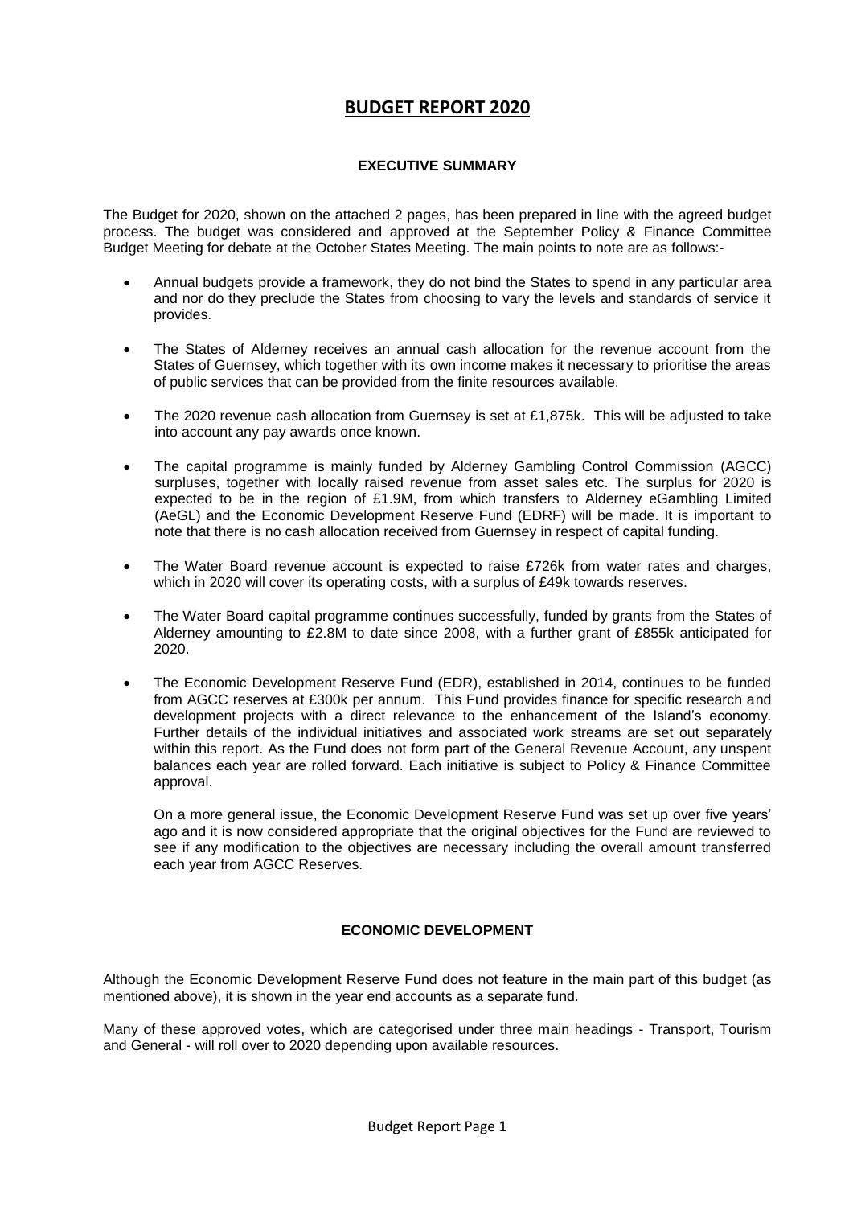# BUDGET REPORT 2020

## EXECUTIVE SUMMARY

The Budget for 2020, shown on the attached 2 pages, has been prepared in line with the agreed budget process. The budget was considered and approved at the September Policy & Finance Committee Budget Meeting for debate at the October States Meeting. The main points to note are as follows:-

- Annual budgets provide a framework, they do not bind the States to spend in any particular area and nor do they preclude the States from choosing to vary the levels and standards of service it provides.
- The States of Alderney receives an annual cash allocation for the revenue account from the States of Guernsey, which together with its own income makes it necessary to prioritise the areas of public services that can be provided from the finite resources available.
- The 2020 revenue cash allocation from Guernsey is set at £1,875k. This will be adjusted to take into account any pay awards once known.
- The capital programme is mainly funded by Alderney Gambling Control Commission (AGCC) surpluses, together with locally raised revenue from asset sales etc. The surplus for 2020 is expected to be in the region of £1.9M, from which transfers to Alderney eGambling Limited (AeGL) and the Economic Development Reserve Fund (EDRF) will be made. It is important to note that there is no cash allocation received from Guernsey in respect of capital funding.
- The Water Board revenue account is expected to raise £726k from water rates and charges, which in 2020 will cover its operating costs, with a surplus of £49k towards reserves.
- The Water Board capital programme continues successfully, funded by grants from the States of Alderney amounting to £2.8M to date since 2008, with a further grant of £855k anticipated for 2020.
- The Economic Development Reserve Fund (EDR), established in 2014, continues to be funded from AGCC reserves at £300k per annum. This Fund provides finance for specific research and development projects with a direct relevance to the enhancement of the Island's economy. Further details of the individual initiatives and associated work streams are set out separately within this report. As the Fund does not form part of the General Revenue Account, any unspent balances each year are rolled forward. Each initiative is subject to Policy & Finance Committee approval.

  On a more general issue, the Economic Development Reserve Fund was set up over five years' ago and it is now considered appropriate that the original objectives for the Fund are reviewed to see if any modification to the objectives are necessary including the overall amount transferred each year from AGCC Reserves.

## ECONOMIC DEVELOPMENT

Although the Economic Development Reserve Fund does not feature in the main part of this budget (as mentioned above), it is shown in the year end accounts as a separate fund.

Many of these approved votes, which are categorised under three main headings - Transport, Tourism and General - will roll over to 2020 depending upon available resources.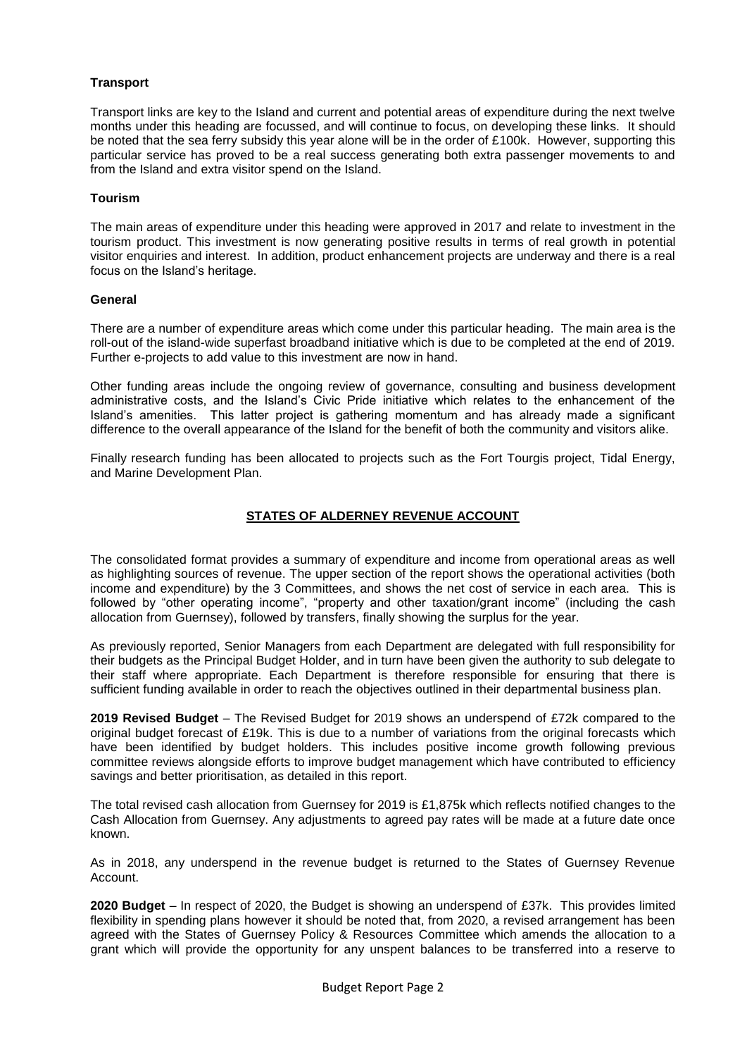**Transport**

Transport links are key to the Island and current and potential areas of expenditure during the next twelve months under this heading are focussed, and will continue to focus, on developing these links. It should be noted that the sea ferry subsidy this year alone will be in the order of £100k. However, supporting this particular service has proved to be a real success generating both extra passenger movements to and from the Island and extra visitor spend on the Island.

**Tourism**

The main areas of expenditure under this heading were approved in 2017 and relate to investment in the tourism product. This investment is now generating positive results in terms of real growth in potential visitor enquiries and interest. In addition, product enhancement projects are underway and there is a real focus on the Island's heritage.

**General**

There are a number of expenditure areas which come under this particular heading. The main area is the roll-out of the island-wide superfast broadband initiative which is due to be completed at the end of 2019. Further e-projects to add value to this investment are now in hand.

Other funding areas include the ongoing review of governance, consulting and business development administrative costs, and the Island's Civic Pride initiative which relates to the enhancement of the Island's amenities. This latter project is gathering momentum and has already made a significant difference to the overall appearance of the Island for the benefit of both the community and visitors alike.

Finally research funding has been allocated to projects such as the Fort Tourgis project, Tidal Energy, and Marine Development Plan.

## STATES OF ALDERNEY REVENUE ACCOUNT

The consolidated format provides a summary of expenditure and income from operational areas as well as highlighting sources of revenue. The upper section of the report shows the operational activities (both income and expenditure) by the 3 Committees, and shows the net cost of service in each area. This is followed by "other operating income", "property and other taxation/grant income" (including the cash allocation from Guernsey), followed by transfers, finally showing the surplus for the year.

As previously reported, Senior Managers from each Department are delegated with full responsibility for their budgets as the Principal Budget Holder, and in turn have been given the authority to sub delegate to their staff where appropriate. Each Department is therefore responsible for ensuring that there is sufficient funding available in order to reach the objectives outlined in their departmental business plan.

**2019 Revised Budget** – The Revised Budget for 2019 shows an underspend of £72k compared to the original budget forecast of £19k. This is due to a number of variations from the original forecasts which have been identified by budget holders. This includes positive income growth following previous committee reviews alongside efforts to improve budget management which have contributed to efficiency savings and better prioritisation, as detailed in this report.

The total revised cash allocation from Guernsey for 2019 is £1,875k which reflects notified changes to the Cash Allocation from Guernsey. Any adjustments to agreed pay rates will be made at a future date once known.

As in 2018, any underspend in the revenue budget is returned to the States of Guernsey Revenue Account.

**2020 Budget** – In respect of 2020, the Budget is showing an underspend of £37k. This provides limited flexibility in spending plans however it should be noted that, from 2020, a revised arrangement has been agreed with the States of Guernsey Policy & Resources Committee which amends the allocation to a grant which will provide the opportunity for any unspent balances to be transferred into a reserve to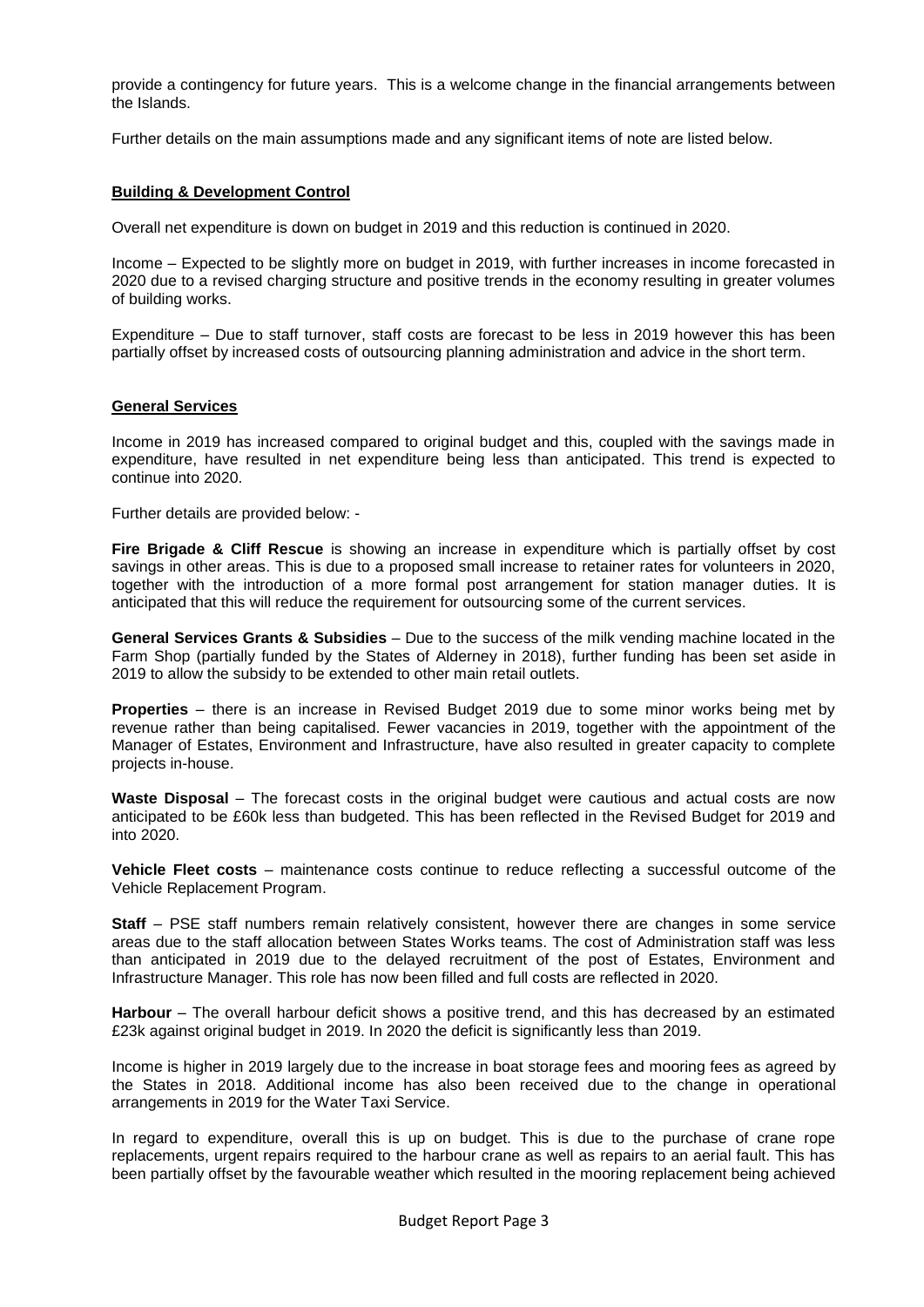provide a contingency for future years. This is a welcome change in the financial arrangements between the Islands.

Further details on the main assumptions made and any significant items of note are listed below.

**Building & Development Control**

Overall net expenditure is down on budget in 2019 and this reduction is continued in 2020.

Income – Expected to be slightly more on budget in 2019, with further increases in income forecasted in 2020 due to a revised charging structure and positive trends in the economy resulting in greater volumes of building works.

Expenditure – Due to staff turnover, staff costs are forecast to be less in 2019 however this has been partially offset by increased costs of outsourcing planning administration and advice in the short term.

**General Services**

Income in 2019 has increased compared to original budget and this, coupled with the savings made in expenditure, have resulted in net expenditure being less than anticipated. This trend is expected to continue into 2020.

Further details are provided below: -

**Fire Brigade & Cliff Rescue** is showing an increase in expenditure which is partially offset by cost savings in other areas. This is due to a proposed small increase to retainer rates for volunteers in 2020, together with the introduction of a more formal post arrangement for station manager duties. It is anticipated that this will reduce the requirement for outsourcing some of the current services.

**General Services Grants & Subsidies** – Due to the success of the milk vending machine located in the Farm Shop (partially funded by the States of Alderney in 2018), further funding has been set aside in 2019 to allow the subsidy to be extended to other main retail outlets.

**Properties** – there is an increase in Revised Budget 2019 due to some minor works being met by revenue rather than being capitalised. Fewer vacancies in 2019, together with the appointment of the Manager of Estates, Environment and Infrastructure, have also resulted in greater capacity to complete projects in-house.

**Waste Disposal** – The forecast costs in the original budget were cautious and actual costs are now anticipated to be £60k less than budgeted. This has been reflected in the Revised Budget for 2019 and into 2020.

**Vehicle Fleet costs** – maintenance costs continue to reduce reflecting a successful outcome of the Vehicle Replacement Program.

**Staff** – PSE staff numbers remain relatively consistent, however there are changes in some service areas due to the staff allocation between States Works teams. The cost of Administration staff was less than anticipated in 2019 due to the delayed recruitment of the post of Estates, Environment and Infrastructure Manager. This role has now been filled and full costs are reflected in 2020.

**Harbour** – The overall harbour deficit shows a positive trend, and this has decreased by an estimated £23k against original budget in 2019. In 2020 the deficit is significantly less than 2019.

Income is higher in 2019 largely due to the increase in boat storage fees and mooring fees as agreed by the States in 2018. Additional income has also been received due to the change in operational arrangements in 2019 for the Water Taxi Service.

In regard to expenditure, overall this is up on budget. This is due to the purchase of crane rope replacements, urgent repairs required to the harbour crane as well as repairs to an aerial fault. This has been partially offset by the favourable weather which resulted in the mooring replacement being achieved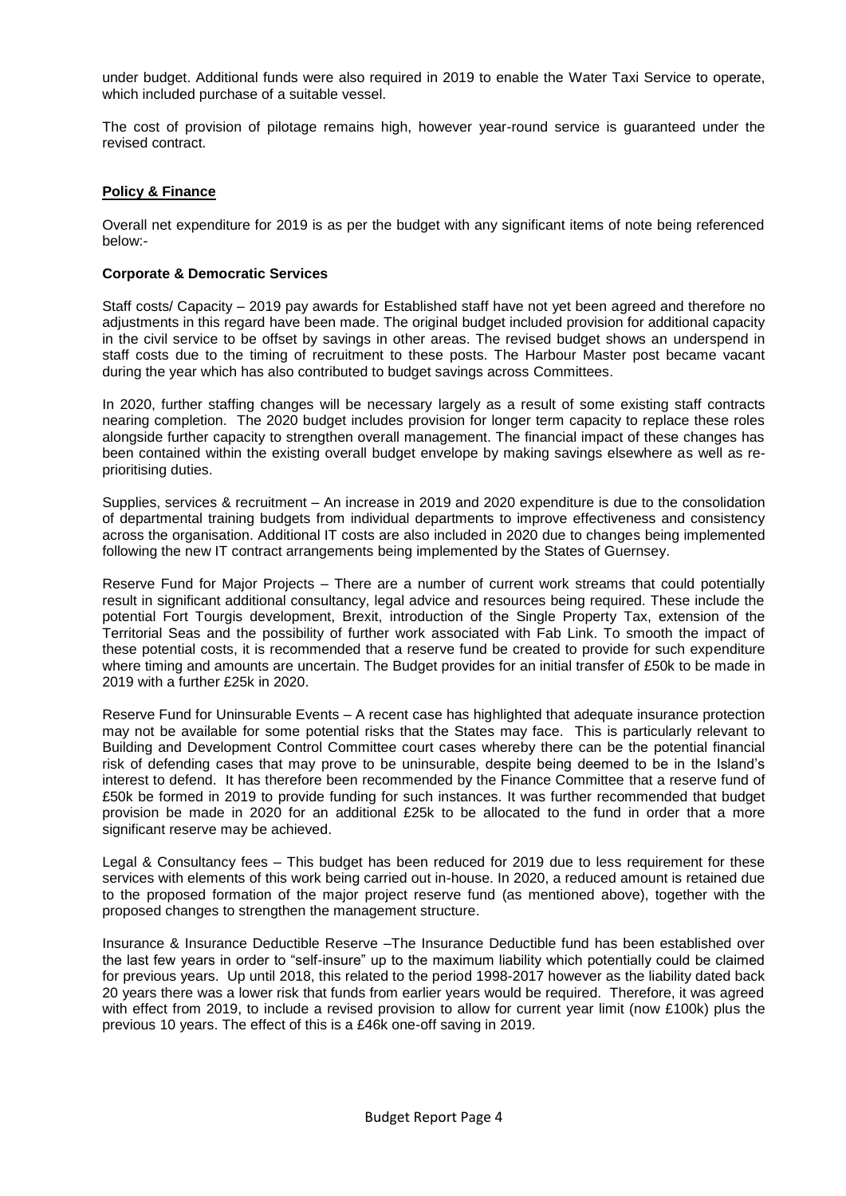under budget. Additional funds were also required in 2019 to enable the Water Taxi Service to operate, which included purchase of a suitable vessel.

The cost of provision of pilotage remains high, however year-round service is guaranteed under the revised contract.

## Policy & Finance

Overall net expenditure for 2019 is as per the budget with any significant items of note being referenced below:-

### Corporate & Democratic Services

Staff costs/ Capacity – 2019 pay awards for Established staff have not yet been agreed and therefore no adjustments in this regard have been made. The original budget included provision for additional capacity in the civil service to be offset by savings in other areas. The revised budget shows an underspend in staff costs due to the timing of recruitment to these posts. The Harbour Master post became vacant during the year which has also contributed to budget savings across Committees.

In 2020, further staffing changes will be necessary largely as a result of some existing staff contracts nearing completion. The 2020 budget includes provision for longer term capacity to replace these roles alongside further capacity to strengthen overall management. The financial impact of these changes has been contained within the existing overall budget envelope by making savings elsewhere as well as re-prioritising duties.

Supplies, services & recruitment – An increase in 2019 and 2020 expenditure is due to the consolidation of departmental training budgets from individual departments to improve effectiveness and consistency across the organisation. Additional IT costs are also included in 2020 due to changes being implemented following the new IT contract arrangements being implemented by the States of Guernsey.

Reserve Fund for Major Projects – There are a number of current work streams that could potentially result in significant additional consultancy, legal advice and resources being required. These include the potential Fort Tourgis development, Brexit, introduction of the Single Property Tax, extension of the Territorial Seas and the possibility of further work associated with Fab Link. To smooth the impact of these potential costs, it is recommended that a reserve fund be created to provide for such expenditure where timing and amounts are uncertain. The Budget provides for an initial transfer of £50k to be made in 2019 with a further £25k in 2020.

Reserve Fund for Uninsurable Events – A recent case has highlighted that adequate insurance protection may not be available for some potential risks that the States may face. This is particularly relevant to Building and Development Control Committee court cases whereby there can be the potential financial risk of defending cases that may prove to be uninsurable, despite being deemed to be in the Island's interest to defend. It has therefore been recommended by the Finance Committee that a reserve fund of £50k be formed in 2019 to provide funding for such instances. It was further recommended that budget provision be made in 2020 for an additional £25k to be allocated to the fund in order that a more significant reserve may be achieved.

Legal & Consultancy fees – This budget has been reduced for 2019 due to less requirement for these services with elements of this work being carried out in-house. In 2020, a reduced amount is retained due to the proposed formation of the major project reserve fund (as mentioned above), together with the proposed changes to strengthen the management structure.

Insurance & Insurance Deductible Reserve –The Insurance Deductible fund has been established over the last few years in order to "self-insure" up to the maximum liability which potentially could be claimed for previous years. Up until 2018, this related to the period 1998-2017 however as the liability dated back 20 years there was a lower risk that funds from earlier years would be required. Therefore, it was agreed with effect from 2019, to include a revised provision to allow for current year limit (now £100k) plus the previous 10 years. The effect of this is a £46k one-off saving in 2019.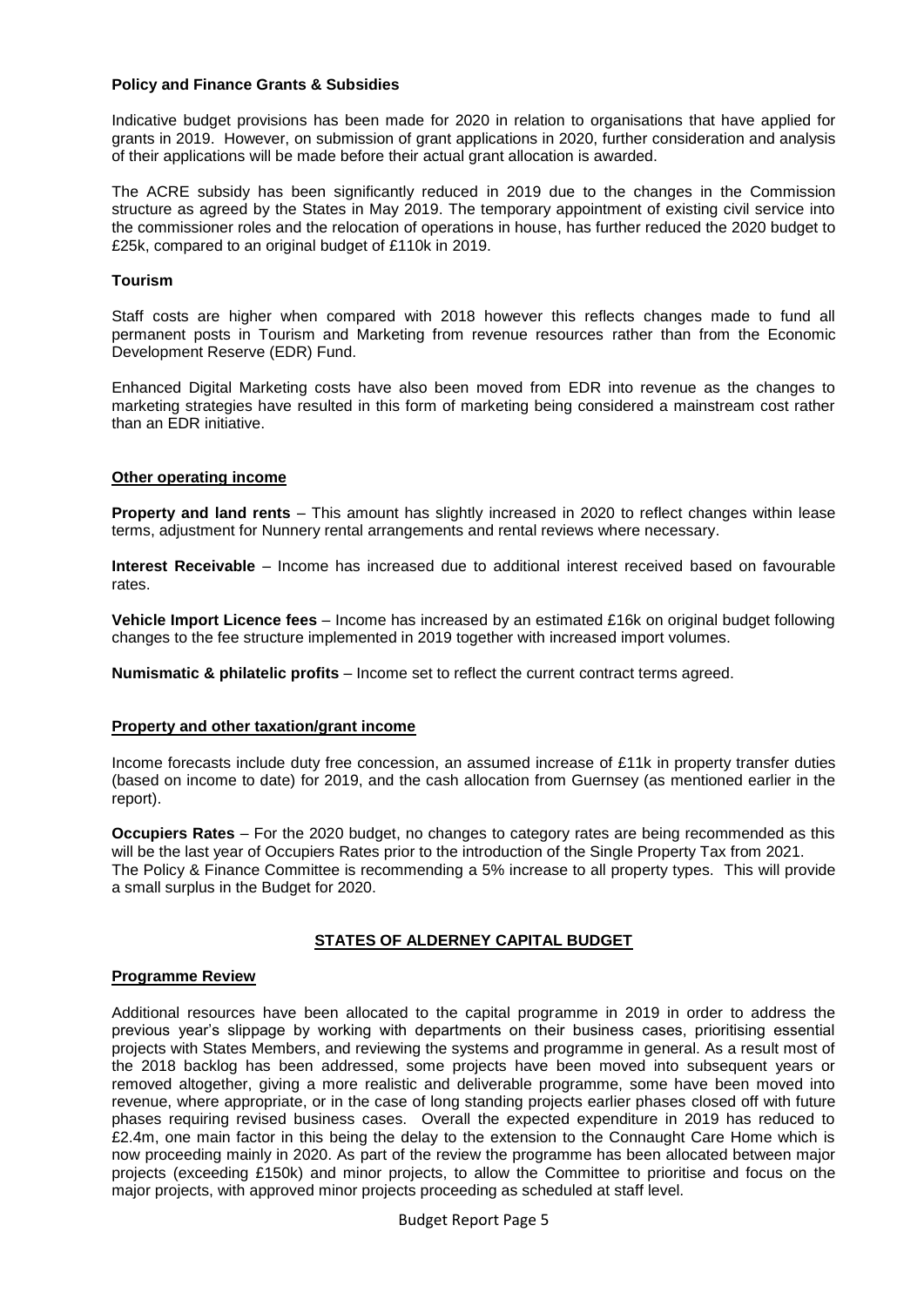**Policy and Finance Grants & Subsidies**

Indicative budget provisions has been made for 2020 in relation to organisations that have applied for grants in 2019. However, on submission of grant applications in 2020, further consideration and analysis of their applications will be made before their actual grant allocation is awarded.

The ACRE subsidy has been significantly reduced in 2019 due to the changes in the Commission structure as agreed by the States in May 2019. The temporary appointment of existing civil service into the commissioner roles and the relocation of operations in house, has further reduced the 2020 budget to £25k, compared to an original budget of £110k in 2019.

**Tourism**

Staff costs are higher when compared with 2018 however this reflects changes made to fund all permanent posts in Tourism and Marketing from revenue resources rather than from the Economic Development Reserve (EDR) Fund.

Enhanced Digital Marketing costs have also been moved from EDR into revenue as the changes to marketing strategies have resulted in this form of marketing being considered a mainstream cost rather than an EDR initiative.

**Other operating income**

**Property and land rents** – This amount has slightly increased in 2020 to reflect changes within lease terms, adjustment for Nunnery rental arrangements and rental reviews where necessary.

**Interest Receivable** – Income has increased due to additional interest received based on favourable rates.

**Vehicle Import Licence fees** – Income has increased by an estimated £16k on original budget following changes to the fee structure implemented in 2019 together with increased import volumes.

**Numismatic & philatelic profits** – Income set to reflect the current contract terms agreed.

**Property and other taxation/grant income**

Income forecasts include duty free concession, an assumed increase of £11k in property transfer duties (based on income to date) for 2019, and the cash allocation from Guernsey (as mentioned earlier in the report).

**Occupiers Rates** – For the 2020 budget, no changes to category rates are being recommended as this will be the last year of Occupiers Rates prior to the introduction of the Single Property Tax from 2021. The Policy & Finance Committee is recommending a 5% increase to all property types. This will provide a small surplus in the Budget for 2020.

## STATES OF ALDERNEY CAPITAL BUDGET

**Programme Review**

Additional resources have been allocated to the capital programme in 2019 in order to address the previous year's slippage by working with departments on their business cases, prioritising essential projects with States Members, and reviewing the systems and programme in general. As a result most of the 2018 backlog has been addressed, some projects have been moved into subsequent years or removed altogether, giving a more realistic and deliverable programme, some have been moved into revenue, where appropriate, or in the case of long standing projects earlier phases closed off with future phases requiring revised business cases. Overall the expected expenditure in 2019 has reduced to £2.4m, one main factor in this being the delay to the extension to the Connaught Care Home which is now proceeding mainly in 2020. As part of the review the programme has been allocated between major projects (exceeding £150k) and minor projects, to allow the Committee to prioritise and focus on the major projects, with approved minor projects proceeding as scheduled at staff level.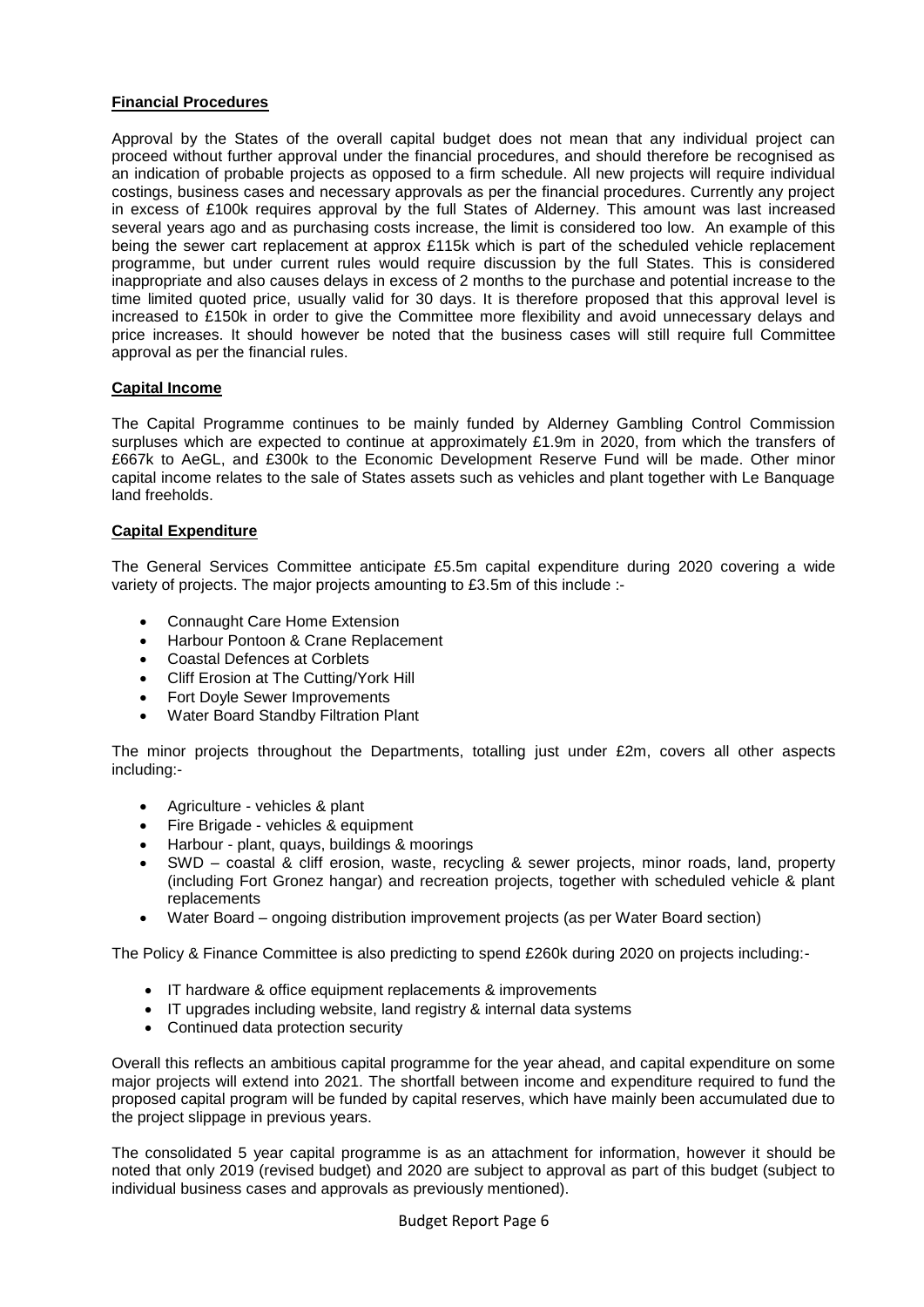**Financial Procedures**

Approval by the States of the overall capital budget does not mean that any individual project can proceed without further approval under the financial procedures, and should therefore be recognised as an indication of probable projects as opposed to a firm schedule. All new projects will require individual costings, business cases and necessary approvals as per the financial procedures. Currently any project in excess of £100k requires approval by the full States of Alderney. This amount was last increased several years ago and as purchasing costs increase, the limit is considered too low. An example of this being the sewer cart replacement at approx £115k which is part of the scheduled vehicle replacement programme, but under current rules would require discussion by the full States. This is considered inappropriate and also causes delays in excess of 2 months to the purchase and potential increase to the time limited quoted price, usually valid for 30 days. It is therefore proposed that this approval level is increased to £150k in order to give the Committee more flexibility and avoid unnecessary delays and price increases. It should however be noted that the business cases will still require full Committee approval as per the financial rules.

**Capital Income**

The Capital Programme continues to be mainly funded by Alderney Gambling Control Commission surpluses which are expected to continue at approximately £1.9m in 2020, from which the transfers of £667k to AeGL, and £300k to the Economic Development Reserve Fund will be made. Other minor capital income relates to the sale of States assets such as vehicles and plant together with Le Banquage land freeholds.

**Capital Expenditure**

The General Services Committee anticipate £5.5m capital expenditure during 2020 covering a wide variety of projects. The major projects amounting to £3.5m of this include :-

- Connaught Care Home Extension
- Harbour Pontoon & Crane Replacement
- Coastal Defences at Corblets
- Cliff Erosion at The Cutting/York Hill
- Fort Doyle Sewer Improvements
- Water Board Standby Filtration Plant

The minor projects throughout the Departments, totalling just under £2m, covers all other aspects including:-

- Agriculture - vehicles & plant
- Fire Brigade - vehicles & equipment
- Harbour - plant, quays, buildings & moorings
- SWD – coastal & cliff erosion, waste, recycling & sewer projects, minor roads, land, property (including Fort Gronez hangar) and recreation projects, together with scheduled vehicle & plant replacements
- Water Board – ongoing distribution improvement projects (as per Water Board section)

The Policy & Finance Committee is also predicting to spend £260k during 2020 on projects including:-

- IT hardware & office equipment replacements & improvements
- IT upgrades including website, land registry & internal data systems
- Continued data protection security

Overall this reflects an ambitious capital programme for the year ahead, and capital expenditure on some major projects will extend into 2021. The shortfall between income and expenditure required to fund the proposed capital program will be funded by capital reserves, which have mainly been accumulated due to the project slippage in previous years.

The consolidated 5 year capital programme is as an attachment for information, however it should be noted that only 2019 (revised budget) and 2020 are subject to approval as part of this budget (subject to individual business cases and approvals as previously mentioned).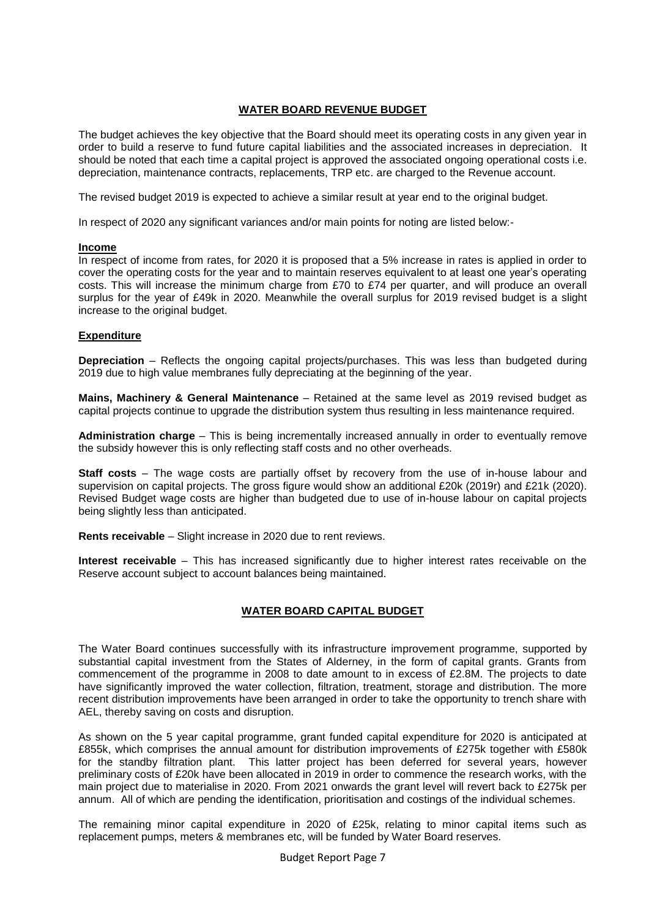## WATER BOARD REVENUE BUDGET

The budget achieves the key objective that the Board should meet its operating costs in any given year in order to build a reserve to fund future capital liabilities and the associated increases in depreciation. It should be noted that each time a capital project is approved the associated ongoing operational costs i.e. depreciation, maintenance contracts, replacements, TRP etc. are charged to the Revenue account.

The revised budget 2019 is expected to achieve a similar result at year end to the original budget.

In respect of 2020 any significant variances and/or main points for noting are listed below:-

### Income

In respect of income from rates, for 2020 it is proposed that a 5% increase in rates is applied in order to cover the operating costs for the year and to maintain reserves equivalent to at least one year's operating costs. This will increase the minimum charge from £70 to £74 per quarter, and will produce an overall surplus for the year of £49k in 2020. Meanwhile the overall surplus for 2019 revised budget is a slight increase to the original budget.

### Expenditure

**Depreciation** – Reflects the ongoing capital projects/purchases. This was less than budgeted during 2019 due to high value membranes fully depreciating at the beginning of the year.

**Mains, Machinery & General Maintenance** – Retained at the same level as 2019 revised budget as capital projects continue to upgrade the distribution system thus resulting in less maintenance required.

**Administration charge** – This is being incrementally increased annually in order to eventually remove the subsidy however this is only reflecting staff costs and no other overheads.

**Staff costs** – The wage costs are partially offset by recovery from the use of in-house labour and supervision on capital projects. The gross figure would show an additional £20k (2019r) and £21k (2020). Revised Budget wage costs are higher than budgeted due to use of in-house labour on capital projects being slightly less than anticipated.

**Rents receivable** – Slight increase in 2020 due to rent reviews.

**Interest receivable** – This has increased significantly due to higher interest rates receivable on the Reserve account subject to account balances being maintained.

## WATER BOARD CAPITAL BUDGET

The Water Board continues successfully with its infrastructure improvement programme, supported by substantial capital investment from the States of Alderney, in the form of capital grants. Grants from commencement of the programme in 2008 to date amount to in excess of £2.8M. The projects to date have significantly improved the water collection, filtration, treatment, storage and distribution. The more recent distribution improvements have been arranged in order to take the opportunity to trench share with AEL, thereby saving on costs and disruption.

As shown on the 5 year capital programme, grant funded capital expenditure for 2020 is anticipated at £855k, which comprises the annual amount for distribution improvements of £275k together with £580k for the standby filtration plant. This latter project has been deferred for several years, however preliminary costs of £20k have been allocated in 2019 in order to commence the research works, with the main project due to materialise in 2020. From 2021 onwards the grant level will revert back to £275k per annum. All of which are pending the identification, prioritisation and costings of the individual schemes.

The remaining minor capital expenditure in 2020 of £25k, relating to minor capital items such as replacement pumps, meters & membranes etc, will be funded by Water Board reserves.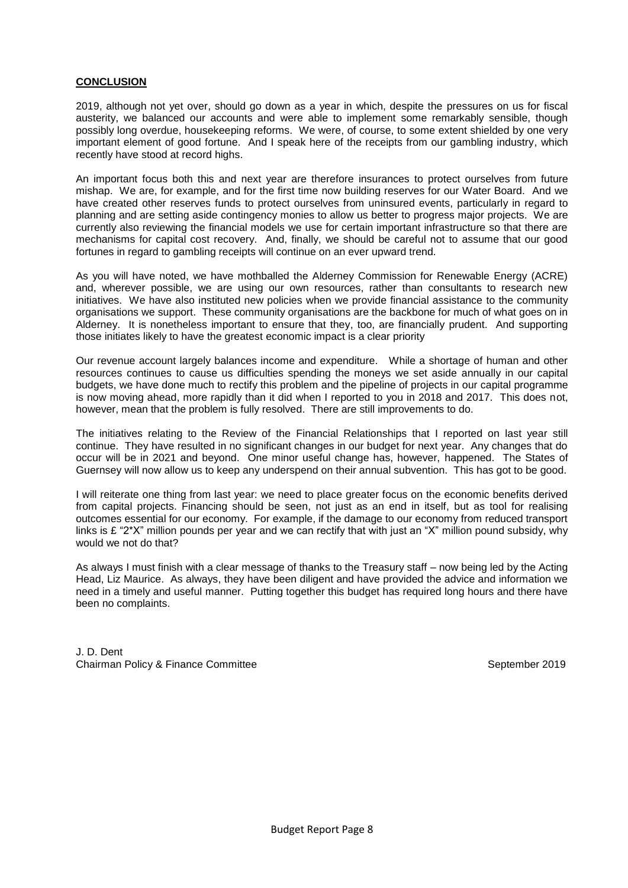## **CONCLUSION**

2019, although not yet over, should go down as a year in which, despite the pressures on us for fiscal austerity, we balanced our accounts and were able to implement some remarkably sensible, though possibly long overdue, housekeeping reforms. We were, of course, to some extent shielded by one very important element of good fortune. And I speak here of the receipts from our gambling industry, which recently have stood at record highs.

An important focus both this and next year are therefore insurances to protect ourselves from future mishap. We are, for example, and for the first time now building reserves for our Water Board. And we have created other reserves funds to protect ourselves from uninsured events, particularly in regard to planning and are setting aside contingency monies to allow us better to progress major projects. We are currently also reviewing the financial models we use for certain important infrastructure so that there are mechanisms for capital cost recovery. And, finally, we should be careful not to assume that our good fortunes in regard to gambling receipts will continue on an ever upward trend.

As you will have noted, we have mothballed the Alderney Commission for Renewable Energy (ACRE) and, wherever possible, we are using our own resources, rather than consultants to research new initiatives. We have also instituted new policies when we provide financial assistance to the community organisations we support. These community organisations are the backbone for much of what goes on in Alderney. It is nonetheless important to ensure that they, too, are financially prudent. And supporting those initiates likely to have the greatest economic impact is a clear priority

Our revenue account largely balances income and expenditure. While a shortage of human and other resources continues to cause us difficulties spending the moneys we set aside annually in our capital budgets, we have done much to rectify this problem and the pipeline of projects in our capital programme is now moving ahead, more rapidly than it did when I reported to you in 2018 and 2017. This does not, however, mean that the problem is fully resolved. There are still improvements to do.

The initiatives relating to the Review of the Financial Relationships that I reported on last year still continue. They have resulted in no significant changes in our budget for next year. Any changes that do occur will be in 2021 and beyond. One minor useful change has, however, happened. The States of Guernsey will now allow us to keep any underspend on their annual subvention. This has got to be good.

I will reiterate one thing from last year: we need to place greater focus on the economic benefits derived from capital projects. Financing should be seen, not just as an end in itself, but as tool for realising outcomes essential for our economy. For example, if the damage to our economy from reduced transport links is £ "2*X" million pounds per year and we can rectify that with just an "X" million pound subsidy, why would we not do that?

As always I must finish with a clear message of thanks to the Treasury staff – now being led by the Acting Head, Liz Maurice. As always, they have been diligent and have provided the advice and information we need in a timely and useful manner. Putting together this budget has required long hours and there have been no complaints.

J. D. Dent
Chairman Policy & Finance Committee

September 2019